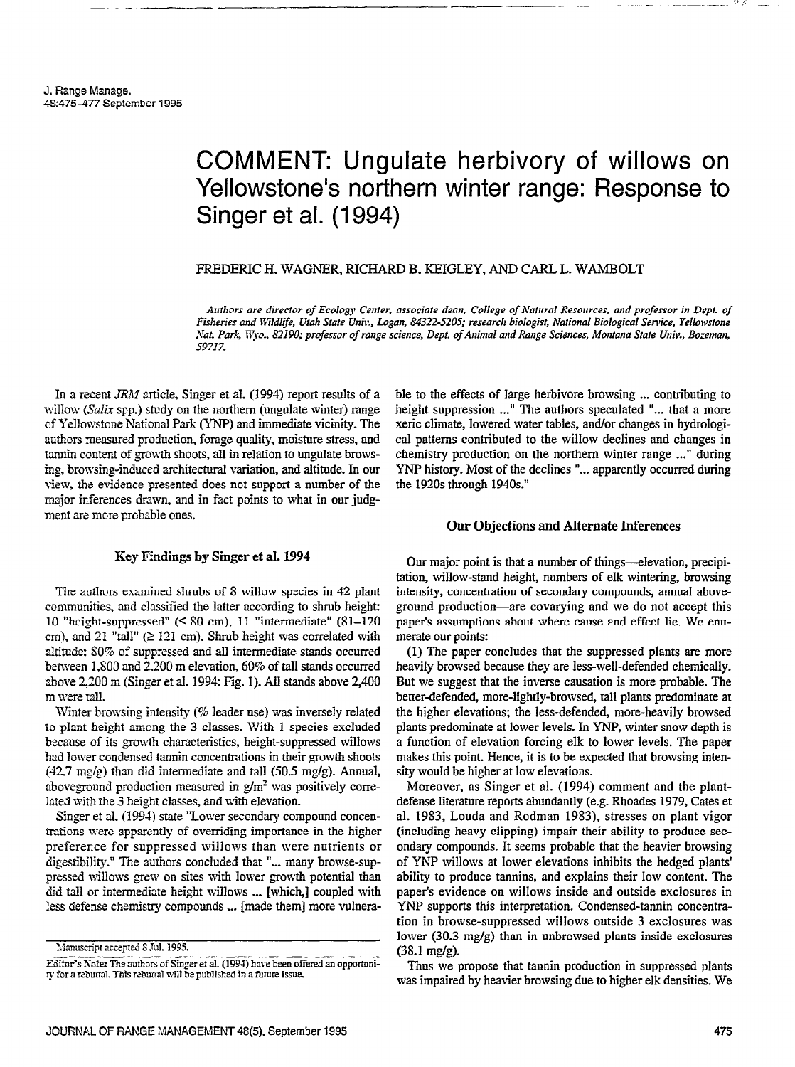# COMMENT: Ungulate herbivory of willows on Yellowstone's northern winter range: Response to Singer et al. (1994)

FREDERIC H. WAGNER, RICHARD B. KEIGLEY, AND CARL L. WAMBOLT

*Authors are director of Ecology Center, associate dean, College of Natural Resources, and professor in Dept. of Fisheries and Wildlife, Utah State Univ., Logan, 84322-5205; research biologist, National Biological Service, Yellowstone Nat. Park, Wyo., 82190; professor of range science, Dept. of Animal and Range Sciences, Montana State Univ., Bozeman, 59717.*

In a recent *JRM* article, Singer et al. (1994) report results of a willow (*Salix* spp.) study on the northern (ungulate winter) range of Yellowstone National Park (YNP) and immediate vicinity. The authors measured production, forage quality, moisture stress, and tannin content of growth shoots, all in relation to ungulate browsing, browsing-induced architectural variation, and altitude. In our view, the evidence presented does not support a number of the major inferences drawn, and in fact points to what in our judgment are more probable ones.

## Key Findings by Singer et al. 1994

The authors examined shrubs of 8 willow species in 42 plant communities, and classified the latter according to shrub height: 10 "height-suppressed" (≤ 80 cm), 11 "intermediate" (81–120 cm), and 21 "tall" (≥ 121 cm). Shrub height was correlated with altitude: 80% of suppressed and all intermediate stands occurred between 1,800 and 2,200 m elevation, 60% of tall stands occurred above 2,200 m (Singer et al. 1994: Fig. 1). All stands above 2,400 m were tall.

Winter browsing intensity (% leader use) was inversely related to plant height among the 3 classes. With 1 species excluded because of its growth characteristics, height-suppressed willows had lower condensed tannin concentrations in their growth shoots (42.7 mg/g) than did intermediate and tall (50.5 mg/g). Annual, aboveground production measured in g/m$^2$ was positively correlated with the 3 height classes, and with elevation.

Singer et al. (1994) state "Lower secondary compound concentrations were apparently of overriding importance in the higher preference for suppressed willows than were nutrients or digestibility." The authors concluded that "... many browse-suppressed willows grew on sites with lower growth potential than did tall or intermediate height willows ... [which,] coupled with less defense chemistry compounds ... [made them] more vulnerable to the effects of large herbivore browsing ... contributing to height suppression ..." The authors speculated "... that a more xeric climate, lowered water tables, and/or changes in hydrological patterns contributed to the willow declines and changes in chemistry production on the northern winter range ..." during YNP history. Most of the declines "... apparently occurred during the 1920s through 1940s."

## Our Objections and Alternate Inferences

Our major point is that a number of things—elevation, precipitation, willow-stand height, numbers of elk wintering, browsing intensity, concentration of secondary compounds, annual aboveground production—are covarying and we do not accept this paper's assumptions about where cause and effect lie. We enumerate our points:

(1) The paper concludes that the suppressed plants are more heavily browsed because they are less-well-defended chemically. But we suggest that the inverse causation is more probable. The better-defended, more-lightly-browsed, tall plants predominate at the higher elevations; the less-defended, more-heavily browsed plants predominate at lower levels. In YNP, winter snow depth is a function of elevation forcing elk to lower levels. The paper makes this point. Hence, it is to be expected that browsing intensity would be higher at low elevations.

Moreover, as Singer et al. (1994) comment and the plant-defense literature reports abundantly (e.g. Rhoades 1979, Cates et al. 1983, Louda and Rodman 1983), stresses on plant vigor (including heavy clipping) impair their ability to produce secondary compounds. It seems probable that the heavier browsing of YNP willows at lower elevations inhibits the hedged plants' ability to produce tannins, and explains their low content. The paper's evidence on willows inside and outside exclosures in YNP supports this interpretation. Condensed-tannin concentration in browse-suppressed willows outside 3 exclosures was lower (30.3 mg/g) than in unbrowsed plants inside exclosures (38.1 mg/g).

Thus we propose that tannin production in suppressed plants was impaired by heavier browsing due to higher elk densities. We

Manuscript accepted 8 Jul. 1995.

Editor's Note: The authors of Singer et al. (1994) have been offered an opportunity for a rebuttal. This rebuttal will be published in a future issue.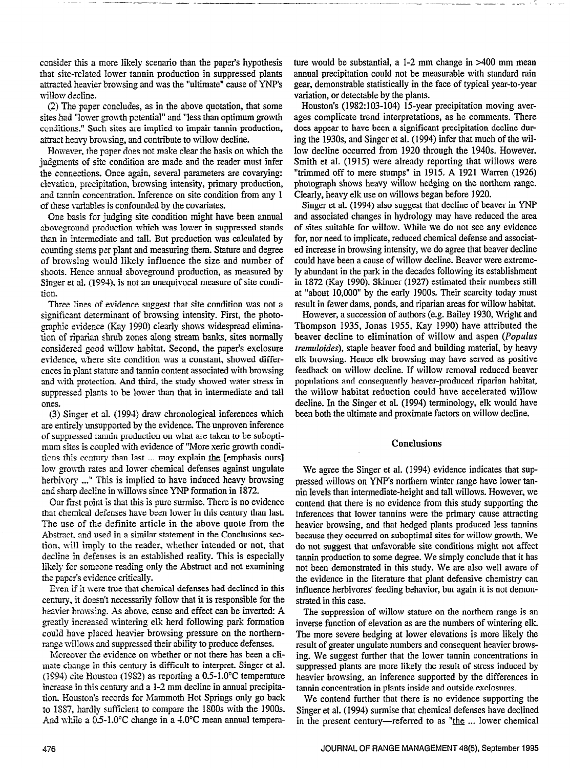consider this a more likely scenario than the paper's hypothesis that site-related lower tannin production in suppressed plants attracted heavier browsing and was the "ultimate" cause of YNP's willow decline.

(2) The paper concludes, as in the above quotation, that some sites had "lower growth potential" and "less than optimum growth conditions." Such sites are implied to impair tannin production, attract heavy browsing, and contribute to willow decline.

However, the paper does not make clear the basis on which the judgments of site condition are made and the reader must infer the connections. Once again, several parameters are covarying: elevation, precipitation, browsing intensity, primary production, and tannin concentration. Inference on site condition from any 1 of these variables is confounded by the covariates.

One basis for judging site condition might have been annual aboveground production which was lower in suppressed stands than in intermediate and tall. But production was calculated by counting stems per plant and measuring them. Stature and degree of browsing would likely influence the size and number of shoots. Hence annual aboveground production, as measured by Singer et al. (1994), is not an unequivocal measure of site condition.

Three lines of evidence suggest that site condition was not a significant determinant of browsing intensity. First, the photographic evidence (Kay 1990) clearly shows widespread elimination of riparian shrub zones along stream banks, sites normally considered good willow habitat. Second, the paper's exclosure evidence, where site condition was a constant, showed differences in plant stature and tannin content associated with browsing and with protection. And third, the study showed water stress in suppressed plants to be lower than that in intermediate and tall ones.

(3) Singer et al. (1994) draw chronological inferences which are entirely unsupported by the evidence. The unproven inference of suppressed tannin production on what are taken to be suboptimum sites is coupled with evidence of "More xeric growth conditions this century than last ... may explain the [emphasis ours] low growth rates and lower chemical defenses against ungulate herbivory ..." This is implied to have induced heavy browsing and sharp decline in willows since YNP formation in 1872.

Our first point is that this is pure surmise. There is no evidence that chemical defenses have been lower in this century than last. The use of the definite article in the above quote from the Abstract, and used in a similar statement in the Conclusions section, will imply to the reader, whether intended or not, that decline in defenses is an established reality. This is especially likely for someone reading only the Abstract and not examining the paper's evidence critically.

Even if it were true that chemical defenses had declined in this century, it doesn't necessarily follow that it is responsible for the heavier browsing. As above, cause and effect can be inverted: A greatly increased wintering elk herd following park formation could have placed heavier browsing pressure on the northern-range willows and suppressed their ability to produce defenses.

Moreover the evidence on whether or not there has been a climate change in this century is difficult to interpret. Singer et al. (1994) cite Houston (1982) as reporting a 0.5-1.0°C temperature increase in this century and a 1-2 mm decline in annual precipitation. Houston's records for Mammoth Hot Springs only go back to 1887, hardly sufficient to compare the 1800s with the 1900s. And while a 0.5-1.0°C change in a 4.0°C mean annual temperature would be substantial, a 1-2 mm change in >400 mm mean annual precipitation could not be measurable with standard rain gear, demonstrable statistically in the face of typical year-to-year variation, or detectable by the plants.

Houston's (1982:103-104) 15-year precipitation moving averages complicate trend interpretations, as he comments. There does appear to have been a significant precipitation decline during the 1930s, and Singer et al. (1994) infer that much of the willow decline occurred from 1920 through the 1940s. However, Smith et al. (1915) were already reporting that willows were "trimmed off to mere stumps" in 1915. A 1921 Warren (1926) photograph shows heavy willow hedging on the northern range. Clearly, heavy elk use on willows began before 1920.

Singer et al. (1994) also suggest that decline of beaver in YNP and associated changes in hydrology may have reduced the area of sites suitable for willow. While we do not see any evidence for, nor need to implicate, reduced chemical defense and associated increase in browsing intensity, we do agree that beaver decline could have been a cause of willow decline. Beaver were extremely abundant in the park in the decades following its establishment in 1872 (Kay 1990). Skinner (1927) estimated their numbers still at "about 10,000" by the early 1900s. Their scarcity today must result in fewer dams, ponds, and riparian areas for willow habitat.

However, a succession of authors (e.g. Bailey 1930, Wright and Thompson 1935, Jonas 1955, Kay 1990) have attributed the beaver decline to elimination of willow and aspen (*Populus tremuloides*), staple beaver food and building material, by heavy elk browsing. Hence elk browsing may have served as positive feedback on willow decline. If willow removal reduced beaver populations and consequently beaver-produced riparian habitat, the willow habitat reduction could have accelerated willow decline. In the Singer et al. (1994) terminology, elk would have been both the ultimate and proximate factors on willow decline.

## Conclusions

We agree the Singer et al. (1994) evidence indicates that suppressed willows on YNP's northern winter range have lower tannin levels than intermediate-height and tall willows. However, we contend that there is no evidence from this study supporting the inferences that lower tannins were the primary cause attracting heavier browsing, and that hedged plants produced less tannins because they occurred on suboptimal sites for willow growth. We do not suggest that unfavorable site conditions might not affect tannin production to some degree. We simply conclude that it has not been demonstrated in this study. We are also well aware of the evidence in the literature that plant defensive chemistry can influence herbivores' feeding behavior, but again it is not demonstrated in this case.

The suppression of willow stature on the northern range is an inverse function of elevation as are the numbers of wintering elk. The more severe hedging at lower elevations is more likely the result of greater ungulate numbers and consequent heavier browsing. We suggest further that the lower tannin concentrations in suppressed plants are more likely the result of stress induced by heavier browsing, an inference supported by the differences in tannin concentration in plants inside and outside exclosures.

We contend further that there is no evidence supporting the Singer et al. (1994) surmise that chemical defenses have declined in the present century—referred to as "the ... lower chemical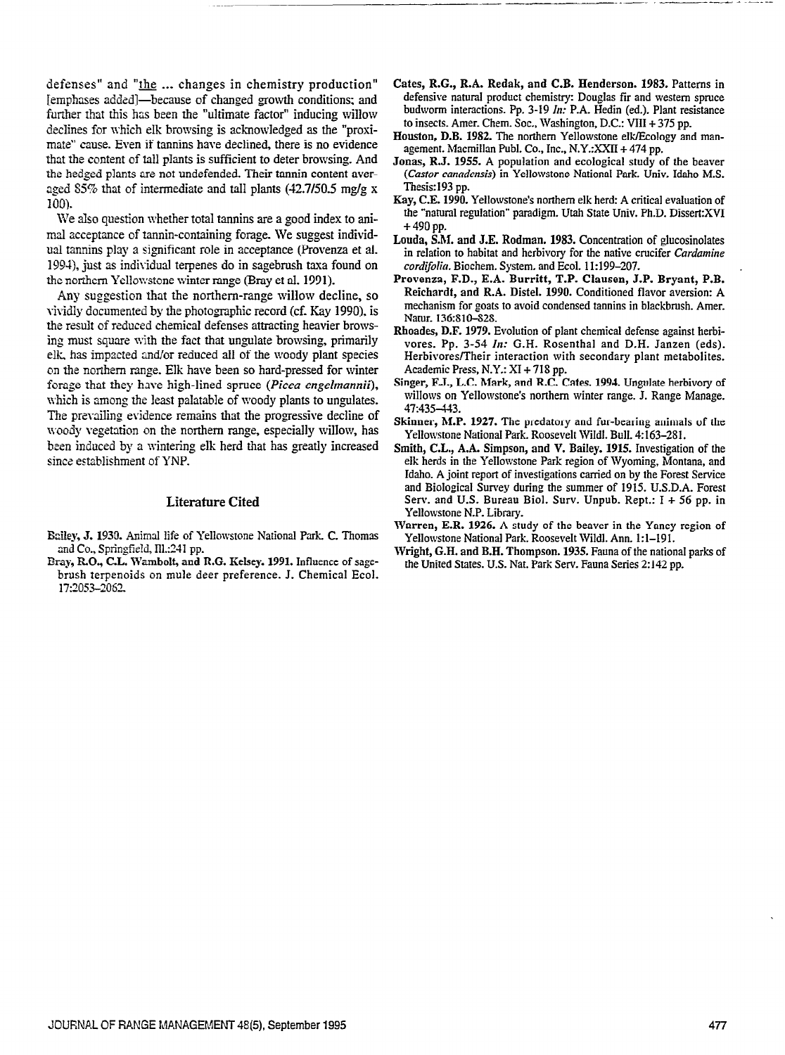defenses" and "the ... changes in chemistry production" [emphases added]—because of changed growth conditions; and further that this has been the "ultimate factor" inducing willow declines for which elk browsing is acknowledged as the "proximate" cause. Even if tannins have declined, there is no evidence that the content of tall plants is sufficient to deter browsing. And the hedged plants are not undefended. Their tannin content averaged 85% that of intermediate and tall plants (42.7/50.5 mg/g x 100).

We also question whether total tannins are a good index to animal acceptance of tannin-containing forage. We suggest individual tannins play a significant role in acceptance (Provenza et al. 1994), just as individual terpenes do in sagebrush taxa found on the northern Yellowstone winter range (Bray et al. 1991).

Any suggestion that the northern-range willow decline, so vividly documented by the photographic record (cf. Kay 1990), is the result of reduced chemical defenses attracting heavier browsing must square with the fact that ungulate browsing, primarily elk, has impacted and/or reduced all of the woody plant species on the northern range. Elk have been so hard-pressed for winter forage that they have high-lined spruce (*Picea engelmannii*), which is among the least palatable of woody plants to ungulates. The prevailing evidence remains that the progressive decline of woody vegetation on the northern range, especially willow, has been induced by a wintering elk herd that has greatly increased since establishment of YNP.

## Literature Cited

**Bailey, J. 1930.** Animal life of Yellowstone National Park. C. Thomas and Co., Springfield, Ill.:241 pp.

**Bray, R.O., C.L. Wambolt, and R.G. Kelsey. 1991.** Influence of sagebrush terpenoids on mule deer preference. J. Chemical Ecol. 17:2053–2062.

**Cates, R.G., R.A. Redak, and C.B. Henderson. 1983.** Patterns in defensive natural product chemistry: Douglas fir and western spruce budworm interactions. Pp. 3-19 *In:* P.A. Hedin (ed.). Plant resistance to insects. Amer. Chem. Soc., Washington, D.C.: VIII + 375 pp.

**Houston, D.B. 1982.** The northern Yellowstone elk/Ecology and management. Macmillan Publ. Co., Inc., N.Y.:XXII + 474 pp.

**Jonas, R.J. 1955.** A population and ecological study of the beaver (*Castor canadensis*) in Yellowstone National Park. Univ. Idaho M.S. Thesis:193 pp.

**Kay, C.E. 1990.** Yellowstone's northern elk herd: A critical evaluation of the "natural regulation" paradigm. Utah State Univ. Ph.D. Dissert:XVI + 490 pp.

**Louda, S.M. and J.E. Rodman. 1983.** Concentration of glucosinolates in relation to habitat and herbivory for the native crucifer *Cardamine cordifolia*. Biochem. System. and Ecol. 11:199–207.

**Provenza, F.D., E.A. Burritt, T.P. Clausen, J.P. Bryant, P.B. Reichardt, and R.A. Distel. 1990.** Conditioned flavor aversion: A mechanism for goats to avoid condensed tannins in blackbrush. Amer. Natur. 136:810–828.

**Rhoades, D.F. 1979.** Evolution of plant chemical defense against herbivores. Pp. 3-54 *In:* G.H. Rosenthal and D.H. Janzen (eds). Herbivores/Their interaction with secondary plant metabolites. Academic Press, N.Y.: XI + 718 pp.

**Singer, F.J., L.C. Mark, and R.C. Cates. 1994.** Ungulate herbivory of willows on Yellowstone's northern winter range. J. Range Manage. 47:435–443.

**Skinner, M.P. 1927.** The predatory and fur-bearing animals of the Yellowstone National Park. Roosevelt Wildl. Bull. 4:163–281.

**Smith, C.L., A.A. Simpson, and V. Bailey. 1915.** Investigation of the elk herds in the Yellowstone Park region of Wyoming, Montana, and Idaho. A joint report of investigations carried on by the Forest Service and Biological Survey during the summer of 1915. U.S.D.A. Forest Serv. and U.S. Bureau Biol. Surv. Unpub. Rept.: I + 56 pp. in Yellowstone N.P. Library.

**Warren, E.R. 1926.** A study of the beaver in the Yancy region of Yellowstone National Park. Roosevelt Wildl. Ann. 1:1–191.

**Wright, G.H. and B.H. Thompson. 1935.** Fauna of the national parks of the United States. U.S. Nat. Park Serv. Fauna Series 2:142 pp.